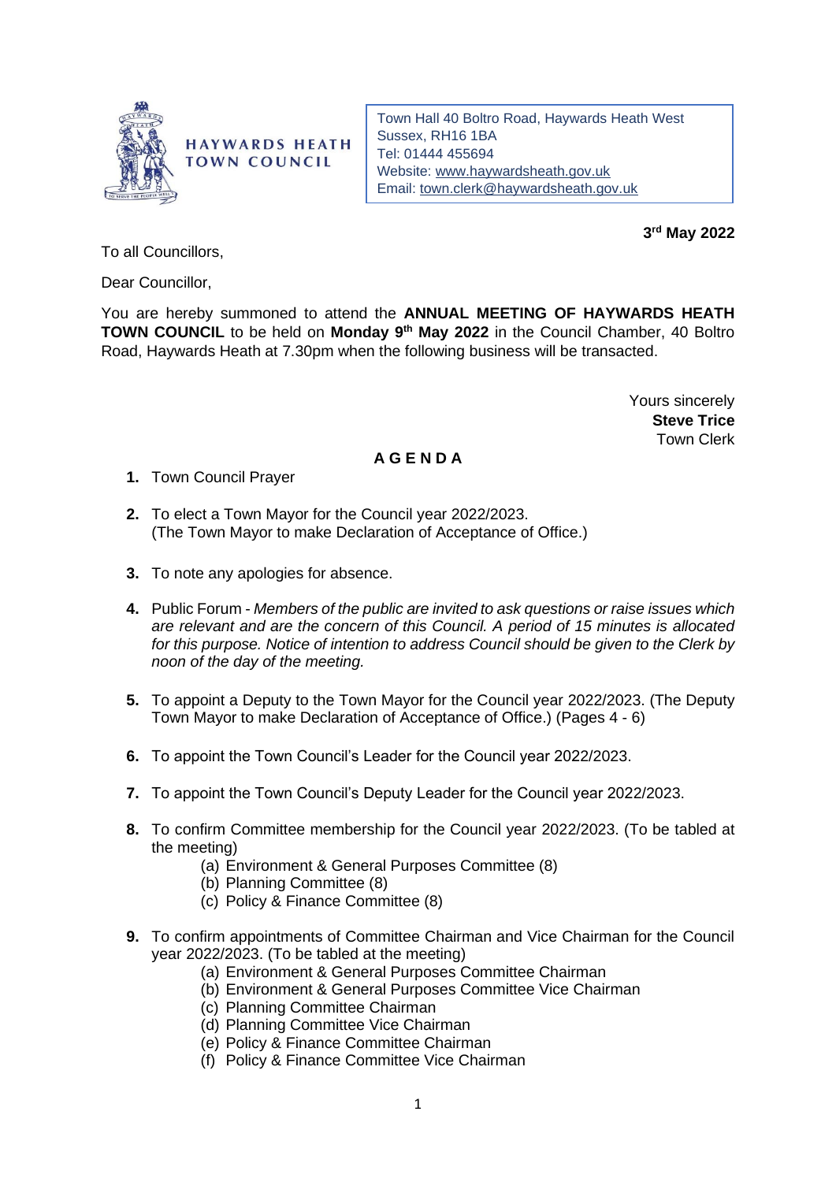**HAYWARDS HEATH TOWN COUNCIL**

Town Hall 40 Boltro Road, Haywards Heath West Sussex, RH16 1BA
Tel: 01444 455694
Website: www.haywardsheath.gov.uk
Email: town.clerk@haywardsheath.gov.uk

**3rd May 2022**

To all Councillors,

Dear Councillor,

You are hereby summoned to attend the **ANNUAL MEETING OF HAYWARDS HEATH TOWN COUNCIL** to be held on **Monday 9th May 2022** in the Council Chamber, 40 Boltro Road, Haywards Heath at 7.30pm when the following business will be transacted.

Yours sincerely
**Steve Trice**
Town Clerk

## A G E N D A

1. Town Council Prayer

2. To elect a Town Mayor for the Council year 2022/2023. (The Town Mayor to make Declaration of Acceptance of Office.)

3. To note any apologies for absence.

4. Public Forum - *Members of the public are invited to ask questions or raise issues which are relevant and are the concern of this Council. A period of 15 minutes is allocated for this purpose. Notice of intention to address Council should be given to the Clerk by noon of the day of the meeting.*

5. To appoint a Deputy to the Town Mayor for the Council year 2022/2023. (The Deputy Town Mayor to make Declaration of Acceptance of Office.) (Pages 4 - 6)

6. To appoint the Town Council's Leader for the Council year 2022/2023.

7. To appoint the Town Council's Deputy Leader for the Council year 2022/2023.

8. To confirm Committee membership for the Council year 2022/2023. (To be tabled at the meeting)
   - (a) Environment & General Purposes Committee (8)
   - (b) Planning Committee (8)
   - (c) Policy & Finance Committee (8)

9. To confirm appointments of Committee Chairman and Vice Chairman for the Council year 2022/2023. (To be tabled at the meeting)
   - (a) Environment & General Purposes Committee Chairman
   - (b) Environment & General Purposes Committee Vice Chairman
   - (c) Planning Committee Chairman
   - (d) Planning Committee Vice Chairman
   - (e) Policy & Finance Committee Chairman
   - (f) Policy & Finance Committee Vice Chairman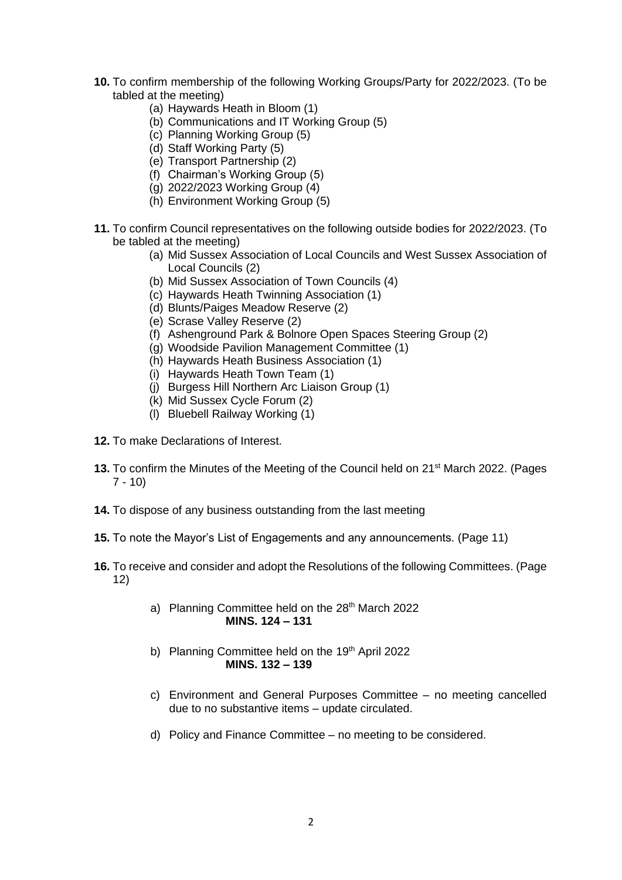**10.** To confirm membership of the following Working Groups/Party for 2022/2023. (To be tabled at the meeting)

- (a) Haywards Heath in Bloom (1)
- (b) Communications and IT Working Group (5)
- (c) Planning Working Group (5)
- (d) Staff Working Party (5)
- (e) Transport Partnership (2)
- (f) Chairman's Working Group (5)
- (g) 2022/2023 Working Group (4)
- (h) Environment Working Group (5)

**11.** To confirm Council representatives on the following outside bodies for 2022/2023. (To be tabled at the meeting)

- (a) Mid Sussex Association of Local Councils and West Sussex Association of Local Councils (2)
- (b) Mid Sussex Association of Town Councils (4)
- (c) Haywards Heath Twinning Association (1)
- (d) Blunts/Paiges Meadow Reserve (2)
- (e) Scrase Valley Reserve (2)
- (f) Ashenground Park & Bolnore Open Spaces Steering Group (2)
- (g) Woodside Pavilion Management Committee (1)
- (h) Haywards Heath Business Association (1)
- (i) Haywards Heath Town Team (1)
- (j) Burgess Hill Northern Arc Liaison Group (1)
- (k) Mid Sussex Cycle Forum (2)
- (l) Bluebell Railway Working (1)

**12.** To make Declarations of Interest.

**13.** To confirm the Minutes of the Meeting of the Council held on 21st March 2022. (Pages 7 - 10)

**14.** To dispose of any business outstanding from the last meeting

**15.** To note the Mayor's List of Engagements and any announcements. (Page 11)

**16.** To receive and consider and adopt the Resolutions of the following Committees. (Page 12)

a) Planning Committee held on the 28th March 2022
**MINS. 124 – 131**

b) Planning Committee held on the 19th April 2022
**MINS. 132 – 139**

c) Environment and General Purposes Committee – no meeting cancelled due to no substantive items – update circulated.

d) Policy and Finance Committee – no meeting to be considered.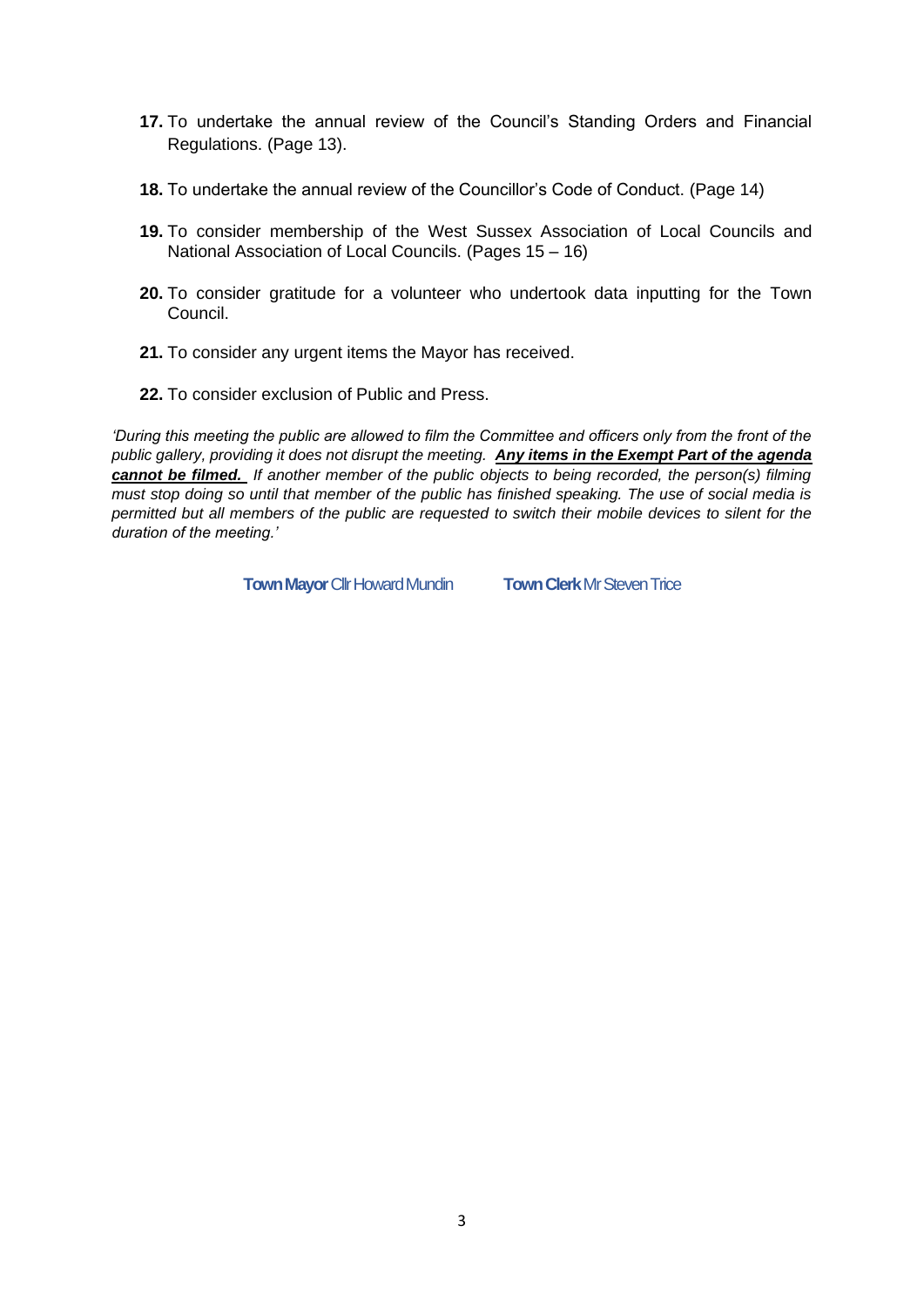17. To undertake the annual review of the Council's Standing Orders and Financial Regulations. (Page 13).

18. To undertake the annual review of the Councillor's Code of Conduct. (Page 14)

19. To consider membership of the West Sussex Association of Local Councils and National Association of Local Councils. (Pages 15 – 16)

20. To consider gratitude for a volunteer who undertook data inputting for the Town Council.

21. To consider any urgent items the Mayor has received.

22. To consider exclusion of Public and Press.

*'During this meeting the public are allowed to film the Committee and officers only from the front of the public gallery, providing it does not disrupt the meeting.* ***Any items in the Exempt Part of the agenda cannot be filmed.*** *If another member of the public objects to being recorded, the person(s) filming must stop doing so until that member of the public has finished speaking. The use of social media is permitted but all members of the public are requested to switch their mobile devices to silent for the duration of the meeting.'*

**Town Mayor** Cllr Howard Mundin **Town Clerk** Mr Steven Trice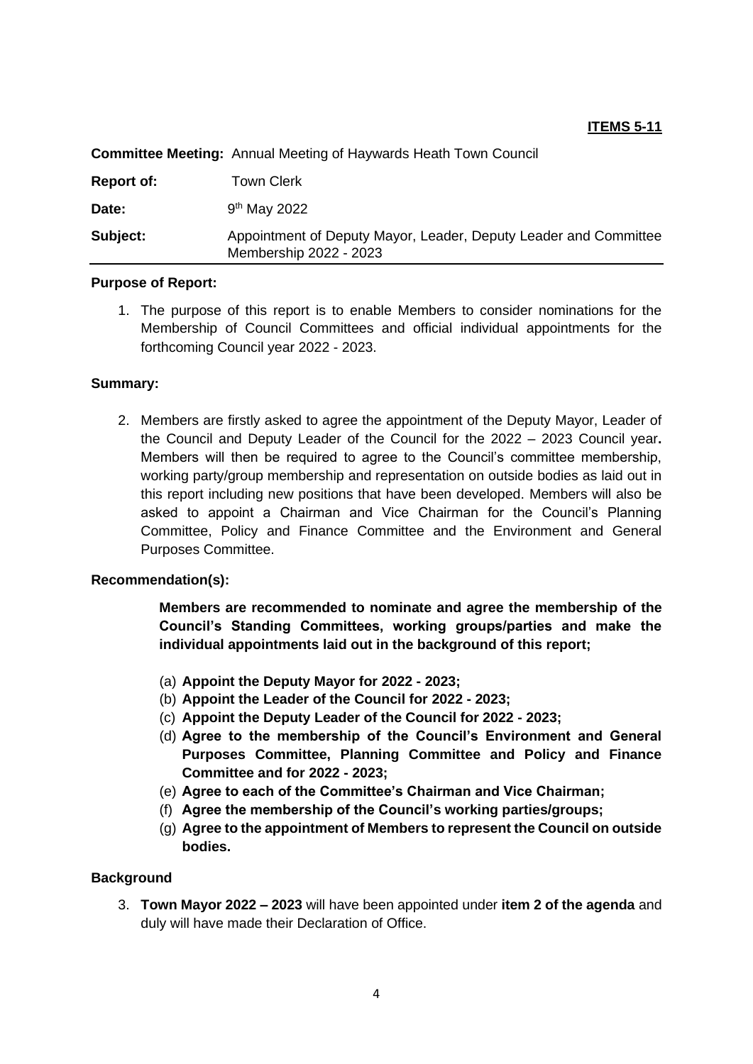**ITEMS 5-11**

**Committee Meeting:** Annual Meeting of Haywards Heath Town Council

**Report of:** Town Clerk

**Date:** 9th May 2022

**Subject:** Appointment of Deputy Mayor, Leader, Deputy Leader and Committee Membership 2022 - 2023

**Purpose of Report:**

1. The purpose of this report is to enable Members to consider nominations for the Membership of Council Committees and official individual appointments for the forthcoming Council year 2022 - 2023.

**Summary:**

2. Members are firstly asked to agree the appointment of the Deputy Mayor, Leader of the Council and Deputy Leader of the Council for the 2022 – 2023 Council year**.** Members will then be required to agree to the Council's committee membership, working party/group membership and representation on outside bodies as laid out in this report including new positions that have been developed. Members will also be asked to appoint a Chairman and Vice Chairman for the Council's Planning Committee, Policy and Finance Committee and the Environment and General Purposes Committee.

**Recommendation(s):**

**Members are recommended to nominate and agree the membership of the Council's Standing Committees, working groups/parties and make the individual appointments laid out in the background of this report;**

(a) **Appoint the Deputy Mayor for 2022 - 2023;**
(b) **Appoint the Leader of the Council for 2022 - 2023;**
(c) **Appoint the Deputy Leader of the Council for 2022 - 2023;**
(d) **Agree to the membership of the Council's Environment and General Purposes Committee, Planning Committee and Policy and Finance Committee and for 2022 - 2023;**
(e) **Agree to each of the Committee's Chairman and Vice Chairman;**
(f) **Agree the membership of the Council's working parties/groups;**
(g) **Agree to the appointment of Members to represent the Council on outside bodies.**

**Background**

3. **Town Mayor 2022 – 2023** will have been appointed under **item 2 of the agenda** and duly will have made their Declaration of Office.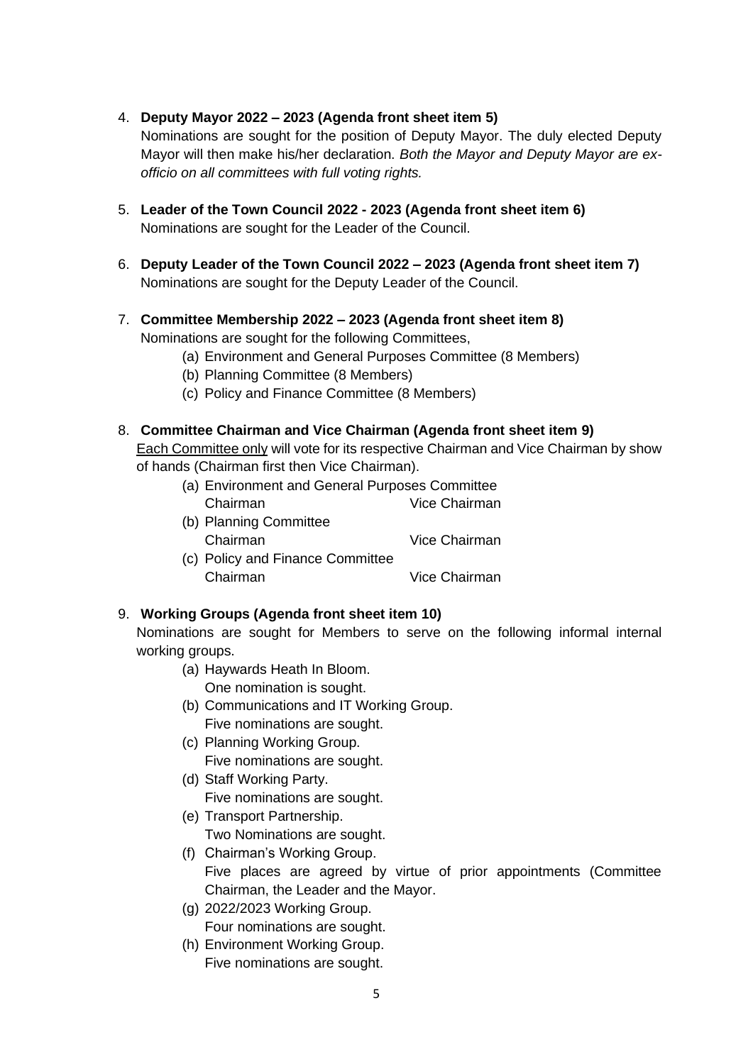4. **Deputy Mayor 2022 – 2023 (Agenda front sheet item 5)**
   Nominations are sought for the position of Deputy Mayor. The duly elected Deputy Mayor will then make his/her declaration. *Both the Mayor and Deputy Mayor are ex-officio on all committees with full voting rights.*

5. **Leader of the Town Council 2022 - 2023 (Agenda front sheet item 6)**
   Nominations are sought for the Leader of the Council.

6. **Deputy Leader of the Town Council 2022 – 2023 (Agenda front sheet item 7)**
   Nominations are sought for the Deputy Leader of the Council.

7. **Committee Membership 2022 – 2023 (Agenda front sheet item 8)**
   Nominations are sought for the following Committees,
   (a) Environment and General Purposes Committee (8 Members)
   (b) Planning Committee (8 Members)
   (c) Policy and Finance Committee (8 Members)

8. **Committee Chairman and Vice Chairman (Agenda front sheet item 9)**
   <u>Each Committee only</u> will vote for its respective Chairman and Vice Chairman by show of hands (Chairman first then Vice Chairman).
   (a) Environment and General Purposes Committee
       Chairman Vice Chairman
   (b) Planning Committee
       Chairman Vice Chairman
   (c) Policy and Finance Committee
       Chairman Vice Chairman

9. **Working Groups (Agenda front sheet item 10)**
   Nominations are sought for Members to serve on the following informal internal working groups.
   (a) Haywards Heath In Bloom.
       One nomination is sought.
   (b) Communications and IT Working Group.
       Five nominations are sought.
   (c) Planning Working Group.
       Five nominations are sought.
   (d) Staff Working Party.
       Five nominations are sought.
   (e) Transport Partnership.
       Two Nominations are sought.
   (f) Chairman's Working Group.
       Five places are agreed by virtue of prior appointments (Committee Chairman, the Leader and the Mayor.
   (g) 2022/2023 Working Group.
       Four nominations are sought.
   (h) Environment Working Group.
       Five nominations are sought.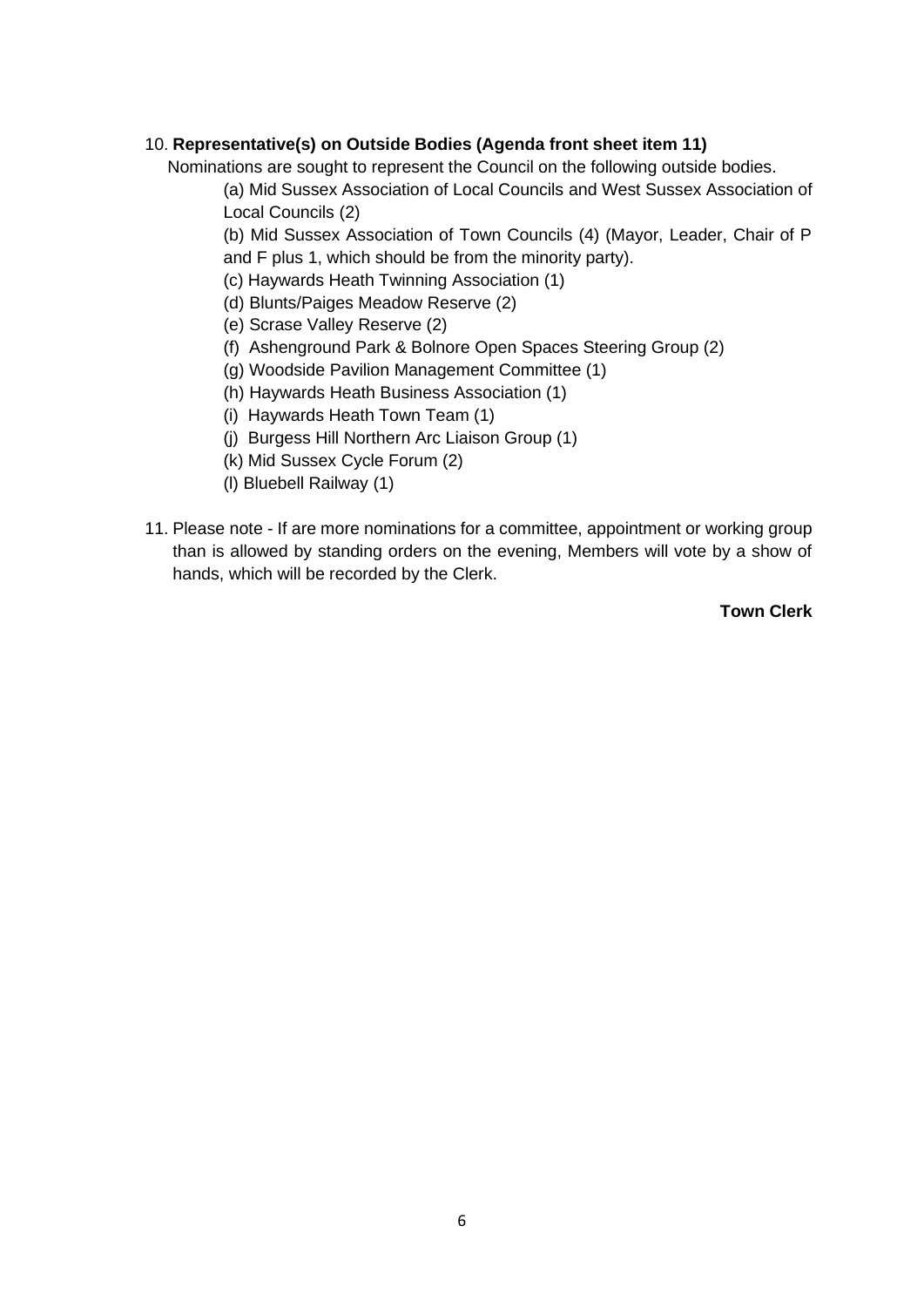10. **Representative(s) on Outside Bodies (Agenda front sheet item 11)**

Nominations are sought to represent the Council on the following outside bodies.

(a) Mid Sussex Association of Local Councils and West Sussex Association of Local Councils (2)

(b) Mid Sussex Association of Town Councils (4) (Mayor, Leader, Chair of P and F plus 1, which should be from the minority party).

(c) Haywards Heath Twinning Association (1)

(d) Blunts/Paiges Meadow Reserve (2)

(e) Scrase Valley Reserve (2)

(f) Ashenground Park & Bolnore Open Spaces Steering Group (2)

(g) Woodside Pavilion Management Committee (1)

(h) Haywards Heath Business Association (1)

(i) Haywards Heath Town Team (1)

(j) Burgess Hill Northern Arc Liaison Group (1)

(k) Mid Sussex Cycle Forum (2)

(l) Bluebell Railway (1)

11. Please note - If are more nominations for a committee, appointment or working group than is allowed by standing orders on the evening, Members will vote by a show of hands, which will be recorded by the Clerk.

**Town Clerk**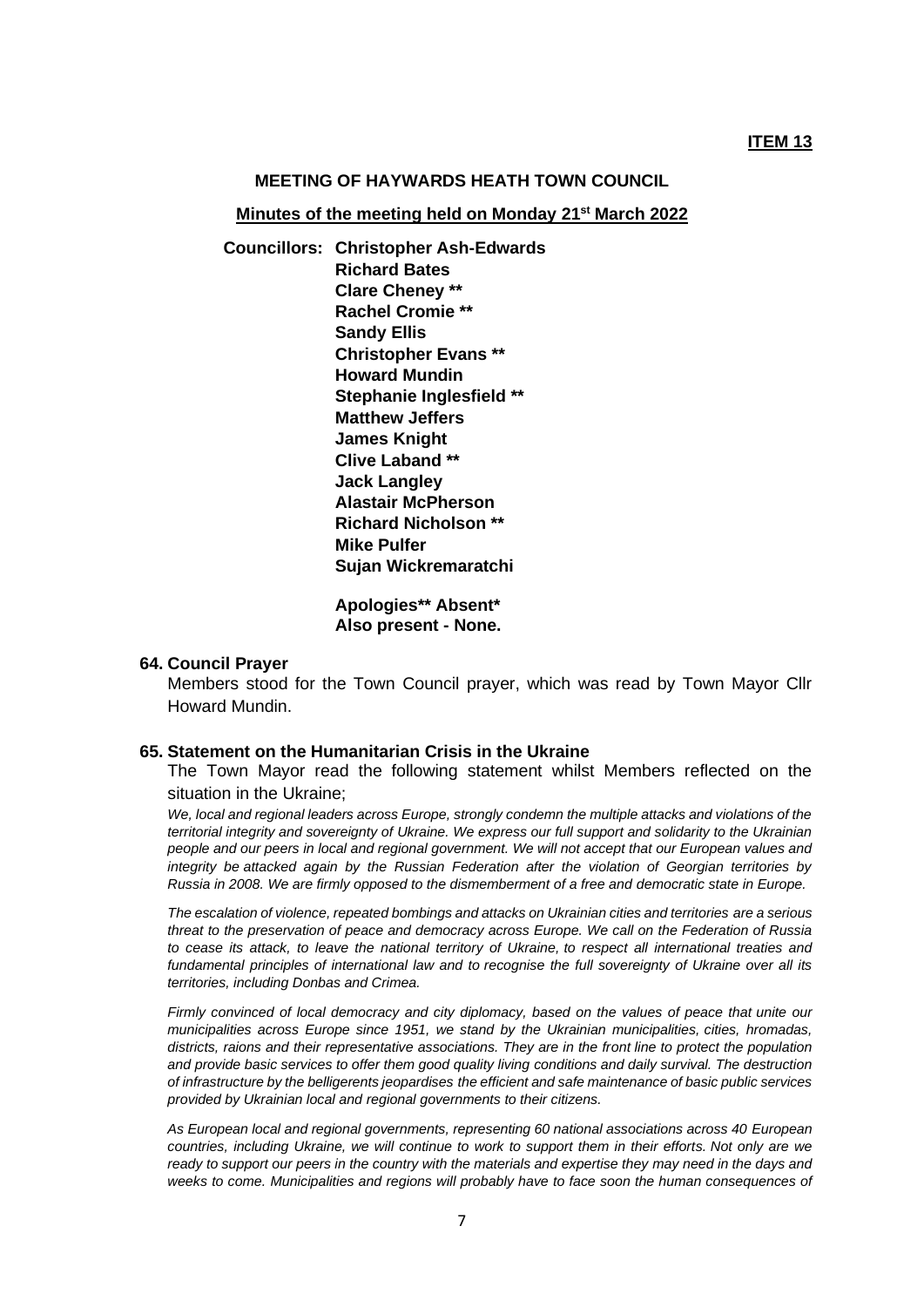**ITEM 13**

**MEETING OF HAYWARDS HEATH TOWN COUNCIL**

**Minutes of the meeting held on Monday 21st March 2022**

**Councillors:** **Christopher Ash-Edwards**
**Richard Bates**
**Clare Cheney ****
**Rachel Cromie ****
**Sandy Ellis**
**Christopher Evans ****
**Howard Mundin**
**Stephanie Inglesfield ****
**Matthew Jeffers**
**James Knight**
**Clive Laband ****
**Jack Langley**
**Alastair McPherson**
**Richard Nicholson ****
**Mike Pulfer**
**Sujan Wickremaratchi**

**Apologies** Absent***
**Also present - None.**

**64. Council Prayer**

Members stood for the Town Council prayer, which was read by Town Mayor Cllr Howard Mundin.

**65. Statement on the Humanitarian Crisis in the Ukraine**

The Town Mayor read the following statement whilst Members reflected on the situation in the Ukraine;

*We, local and regional leaders across Europe, strongly condemn the multiple attacks and violations of the territorial integrity and sovereignty of Ukraine. We express our full support and solidarity to the Ukrainian people and our peers in local and regional government. We will not accept that our European values and integrity be attacked again by the Russian Federation after the violation of Georgian territories by Russia in 2008. We are firmly opposed to the dismemberment of a free and democratic state in Europe.*

*The escalation of violence, repeated bombings and attacks on Ukrainian cities and territories are a serious threat to the preservation of peace and democracy across Europe. We call on the Federation of Russia to cease its attack, to leave the national territory of Ukraine, to respect all international treaties and fundamental principles of international law and to recognise the full sovereignty of Ukraine over all its territories, including Donbas and Crimea.*

*Firmly convinced of local democracy and city diplomacy, based on the values of peace that unite our municipalities across Europe since 1951, we stand by the Ukrainian municipalities, cities, hromadas, districts, raions and their representative associations. They are in the front line to protect the population and provide basic services to offer them good quality living conditions and daily survival. The destruction of infrastructure by the belligerents jeopardises the efficient and safe maintenance of basic public services provided by Ukrainian local and regional governments to their citizens.*

*As European local and regional governments, representing 60 national associations across 40 European countries, including Ukraine, we will continue to work to support them in their efforts. Not only are we ready to support our peers in the country with the materials and expertise they may need in the days and weeks to come. Municipalities and regions will probably have to face soon the human consequences of*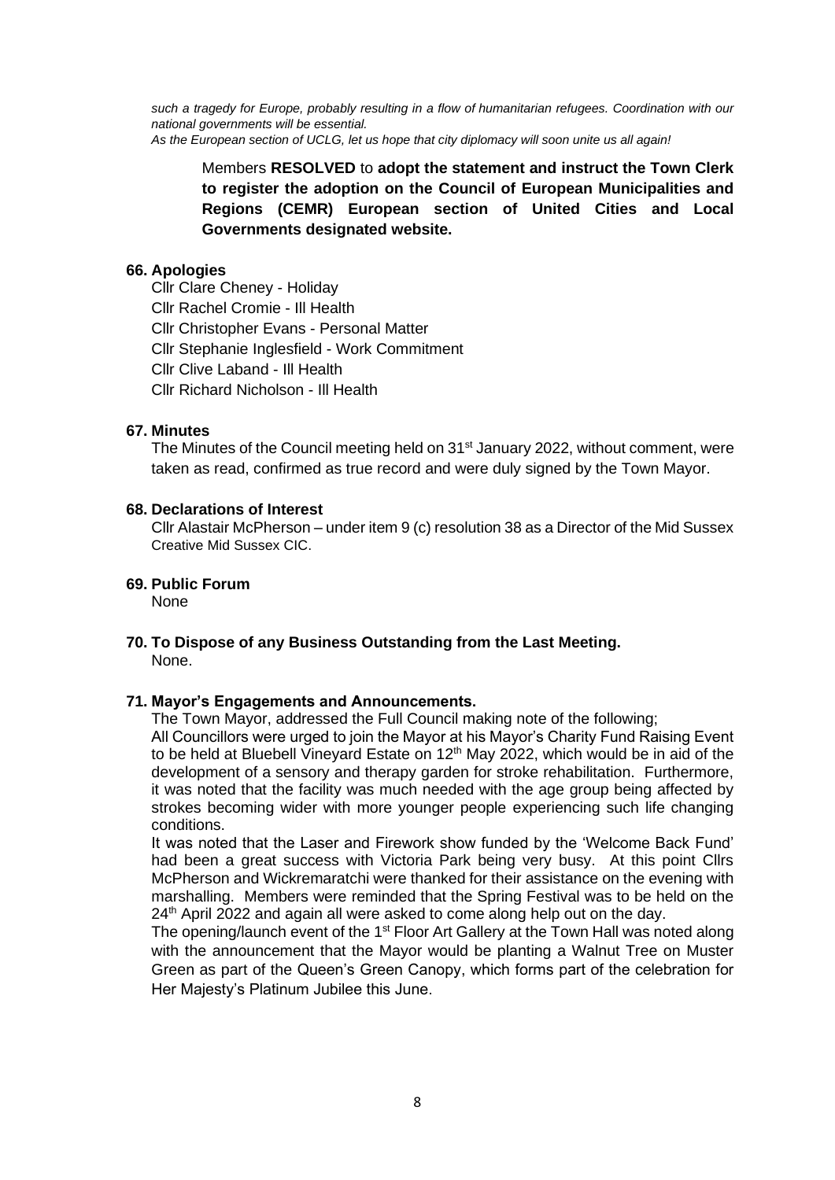*such a tragedy for Europe, probably resulting in a flow of humanitarian refugees. Coordination with our national governments will be essential.*
*As the European section of UCLG, let us hope that city diplomacy will soon unite us all again!*

> Members **RESOLVED** to **adopt the statement and instruct the Town Clerk to register the adoption on the Council of European Municipalities and Regions (CEMR) European section of United Cities and Local Governments designated website.**

### 66. Apologies

Cllr Clare Cheney - Holiday
Cllr Rachel Cromie - Ill Health
Cllr Christopher Evans - Personal Matter
Cllr Stephanie Inglesfield - Work Commitment
Cllr Clive Laband - Ill Health
Cllr Richard Nicholson - Ill Health

### 67. Minutes

The Minutes of the Council meeting held on 31st January 2022, without comment, were taken as read, confirmed as true record and were duly signed by the Town Mayor.

### 68. Declarations of Interest

Cllr Alastair McPherson – under item 9 (c) resolution 38 as a Director of the Mid Sussex Creative Mid Sussex CIC.

### 69. Public Forum

None

### 70. To Dispose of any Business Outstanding from the Last Meeting.

None.

### 71. Mayor's Engagements and Announcements.

The Town Mayor, addressed the Full Council making note of the following;

All Councillors were urged to join the Mayor at his Mayor's Charity Fund Raising Event to be held at Bluebell Vineyard Estate on 12th May 2022, which would be in aid of the development of a sensory and therapy garden for stroke rehabilitation. Furthermore, it was noted that the facility was much needed with the age group being affected by strokes becoming wider with more younger people experiencing such life changing conditions.

It was noted that the Laser and Firework show funded by the 'Welcome Back Fund' had been a great success with Victoria Park being very busy. At this point Cllrs McPherson and Wickremaratchi were thanked for their assistance on the evening with marshalling. Members were reminded that the Spring Festival was to be held on the 24th April 2022 and again all were asked to come along help out on the day.

The opening/launch event of the 1st Floor Art Gallery at the Town Hall was noted along with the announcement that the Mayor would be planting a Walnut Tree on Muster Green as part of the Queen's Green Canopy, which forms part of the celebration for Her Majesty's Platinum Jubilee this June.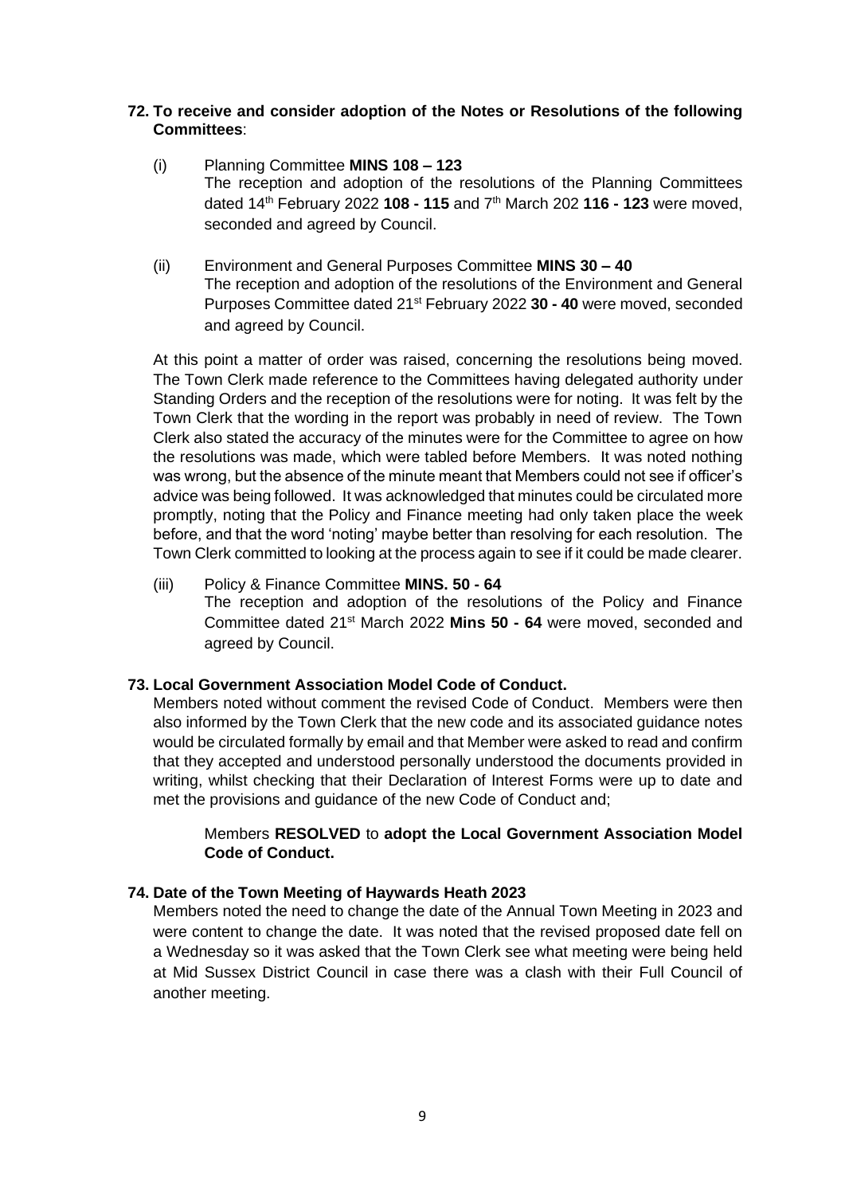**72. To receive and consider adoption of the Notes or Resolutions of the following Committees**:

(i) Planning Committee **MINS 108 – 123**
The reception and adoption of the resolutions of the Planning Committees dated 14th February 2022 **108 - 115** and 7th March 202 **116 - 123** were moved, seconded and agreed by Council.

(ii) Environment and General Purposes Committee **MINS 30 – 40**
The reception and adoption of the resolutions of the Environment and General Purposes Committee dated 21st February 2022 **30 - 40** were moved, seconded and agreed by Council.

At this point a matter of order was raised, concerning the resolutions being moved. The Town Clerk made reference to the Committees having delegated authority under Standing Orders and the reception of the resolutions were for noting. It was felt by the Town Clerk that the wording in the report was probably in need of review. The Town Clerk also stated the accuracy of the minutes were for the Committee to agree on how the resolutions was made, which were tabled before Members. It was noted nothing was wrong, but the absence of the minute meant that Members could not see if officer's advice was being followed. It was acknowledged that minutes could be circulated more promptly, noting that the Policy and Finance meeting had only taken place the week before, and that the word 'noting' maybe better than resolving for each resolution. The Town Clerk committed to looking at the process again to see if it could be made clearer.

(iii) Policy & Finance Committee **MINS. 50 - 64**
The reception and adoption of the resolutions of the Policy and Finance Committee dated 21st March 2022 **Mins 50 - 64** were moved, seconded and agreed by Council.

**73. Local Government Association Model Code of Conduct.**

Members noted without comment the revised Code of Conduct. Members were then also informed by the Town Clerk that the new code and its associated guidance notes would be circulated formally by email and that Member were asked to read and confirm that they accepted and understood personally understood the documents provided in writing, whilst checking that their Declaration of Interest Forms were up to date and met the provisions and guidance of the new Code of Conduct and;

> Members **RESOLVED** to **adopt the Local Government Association Model Code of Conduct.**

**74. Date of the Town Meeting of Haywards Heath 2023**

Members noted the need to change the date of the Annual Town Meeting in 2023 and were content to change the date. It was noted that the revised proposed date fell on a Wednesday so it was asked that the Town Clerk see what meeting were being held at Mid Sussex District Council in case there was a clash with their Full Council of another meeting.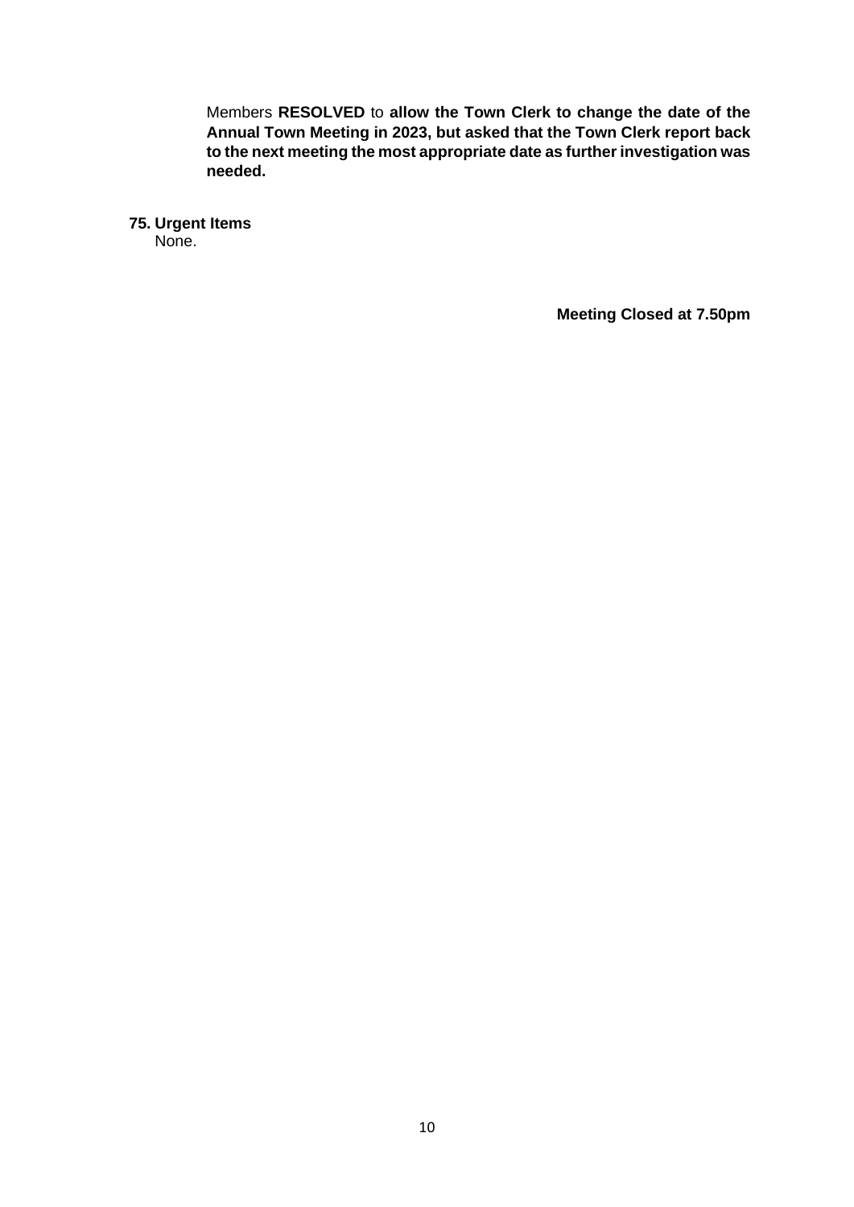Members **RESOLVED** to **allow the Town Clerk to change the date of the Annual Town Meeting in 2023, but asked that the Town Clerk report back to the next meeting the most appropriate date as further investigation was needed.**

**75. Urgent Items**

None.

**Meeting Closed at 7.50pm**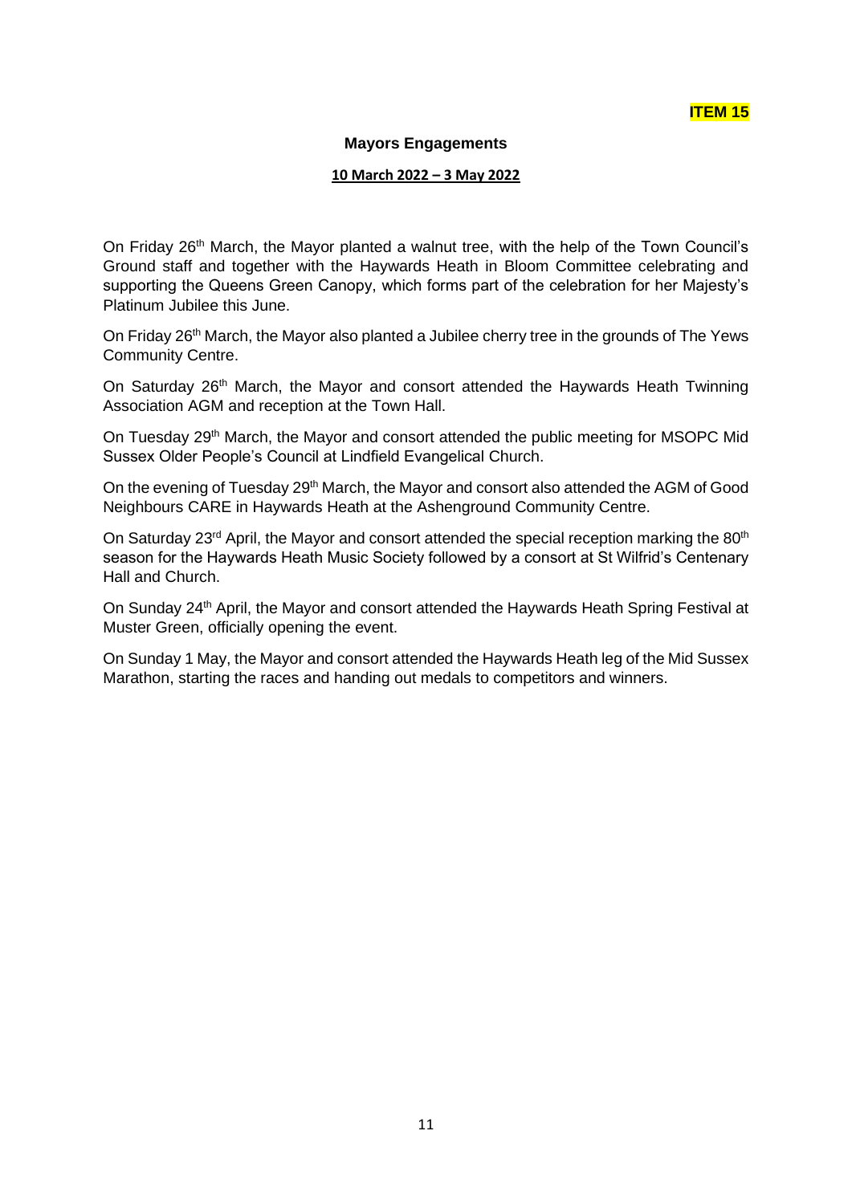**ITEM 15**

## Mayors Engagements

**10 March 2022 – 3 May 2022**

On Friday 26th March, the Mayor planted a walnut tree, with the help of the Town Council's Ground staff and together with the Haywards Heath in Bloom Committee celebrating and supporting the Queens Green Canopy, which forms part of the celebration for her Majesty's Platinum Jubilee this June.

On Friday 26th March, the Mayor also planted a Jubilee cherry tree in the grounds of The Yews Community Centre.

On Saturday 26th March, the Mayor and consort attended the Haywards Heath Twinning Association AGM and reception at the Town Hall.

On Tuesday 29th March, the Mayor and consort attended the public meeting for MSOPC Mid Sussex Older People's Council at Lindfield Evangelical Church.

On the evening of Tuesday 29th March, the Mayor and consort also attended the AGM of Good Neighbours CARE in Haywards Heath at the Ashenground Community Centre.

On Saturday 23rd April, the Mayor and consort attended the special reception marking the 80th season for the Haywards Heath Music Society followed by a consort at St Wilfrid's Centenary Hall and Church.

On Sunday 24th April, the Mayor and consort attended the Haywards Heath Spring Festival at Muster Green, officially opening the event.

On Sunday 1 May, the Mayor and consort attended the Haywards Heath leg of the Mid Sussex Marathon, starting the races and handing out medals to competitors and winners.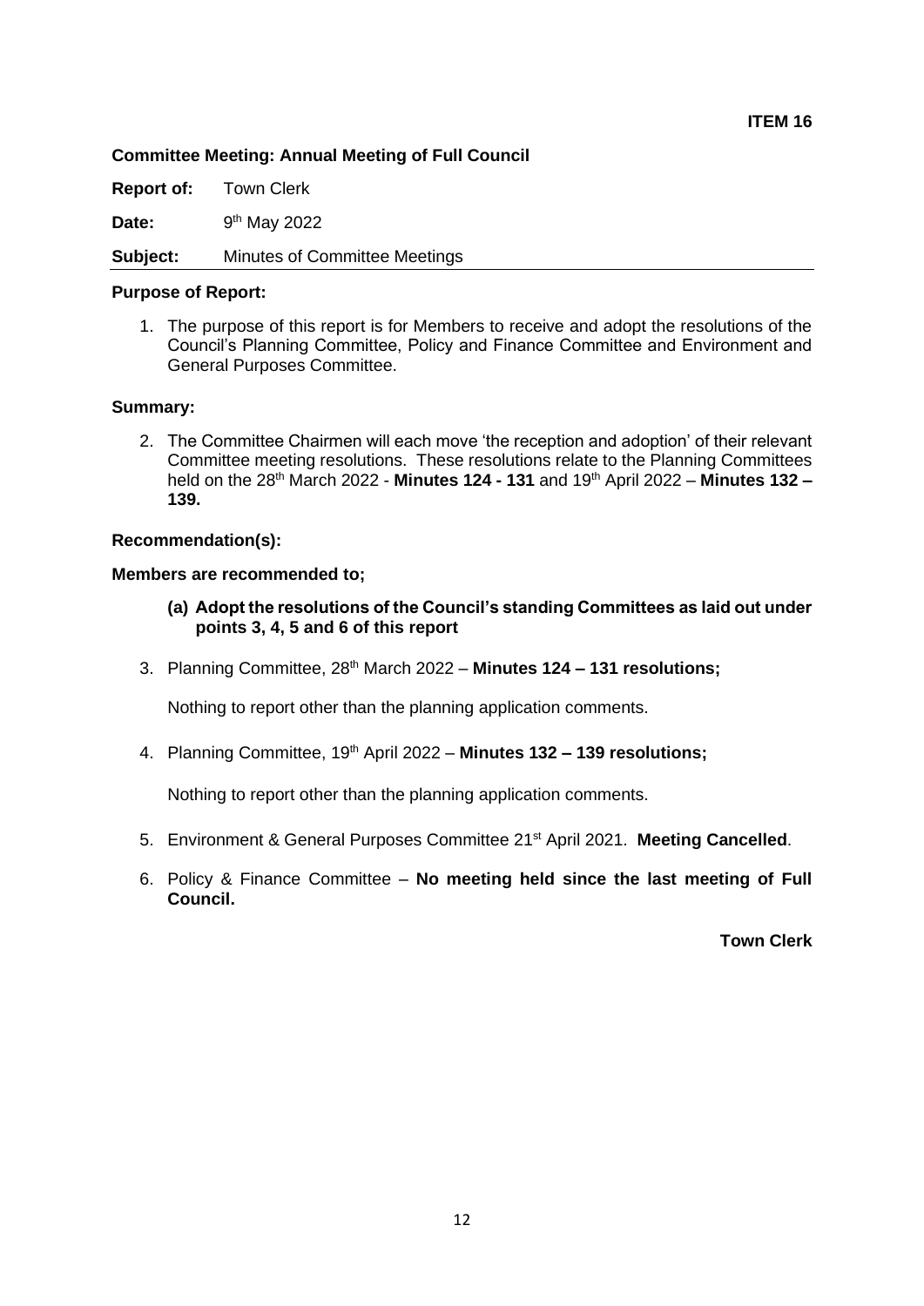**ITEM 16**

**Committee Meeting: Annual Meeting of Full Council**

**Report of:** Town Clerk

**Date:** 9th May 2022

**Subject:** Minutes of Committee Meetings

**Purpose of Report:**

1. The purpose of this report is for Members to receive and adopt the resolutions of the Council's Planning Committee, Policy and Finance Committee and Environment and General Purposes Committee.

**Summary:**

2. The Committee Chairmen will each move 'the reception and adoption' of their relevant Committee meeting resolutions. These resolutions relate to the Planning Committees held on the 28th March 2022 - **Minutes 124 - 131** and 19th April 2022 – **Minutes 132 – 139.**

**Recommendation(s):**

**Members are recommended to;**

**(a) Adopt the resolutions of the Council's standing Committees as laid out under points 3, 4, 5 and 6 of this report**

3. Planning Committee, 28th March 2022 – **Minutes 124 – 131 resolutions;**

   Nothing to report other than the planning application comments.

4. Planning Committee, 19th April 2022 – **Minutes 132 – 139 resolutions;**

   Nothing to report other than the planning application comments.

5. Environment & General Purposes Committee 21st April 2021. **Meeting Cancelled**.

6. Policy & Finance Committee – **No meeting held since the last meeting of Full Council.**

**Town Clerk**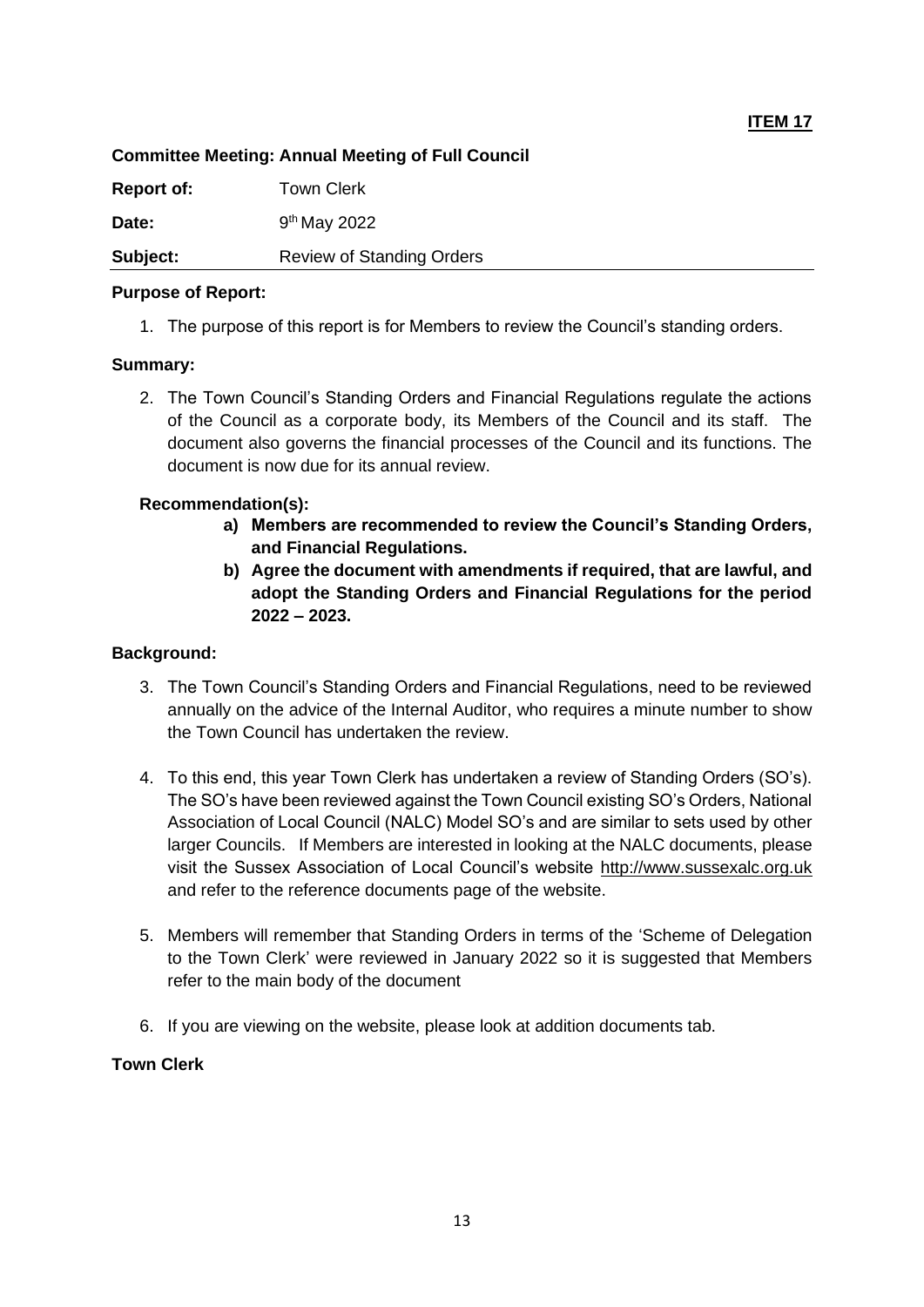**ITEM 17**

**Committee Meeting: Annual Meeting of Full Council**

**Report of:** Town Clerk

**Date:** 9th May 2022

**Subject:** Review of Standing Orders

**Purpose of Report:**

1. The purpose of this report is for Members to review the Council's standing orders.

**Summary:**

2. The Town Council's Standing Orders and Financial Regulations regulate the actions of the Council as a corporate body, its Members of the Council and its staff. The document also governs the financial processes of the Council and its functions. The document is now due for its annual review.

**Recommendation(s):**

**a) Members are recommended to review the Council's Standing Orders, and Financial Regulations.**

**b) Agree the document with amendments if required, that are lawful, and adopt the Standing Orders and Financial Regulations for the period 2022 – 2023.**

**Background:**

3. The Town Council's Standing Orders and Financial Regulations, need to be reviewed annually on the advice of the Internal Auditor, who requires a minute number to show the Town Council has undertaken the review.

4. To this end, this year Town Clerk has undertaken a review of Standing Orders (SO's). The SO's have been reviewed against the Town Council existing SO's Orders, National Association of Local Council (NALC) Model SO's and are similar to sets used by other larger Councils. If Members are interested in looking at the NALC documents, please visit the Sussex Association of Local Council's website http://www.sussexalc.org.uk and refer to the reference documents page of the website.

5. Members will remember that Standing Orders in terms of the 'Scheme of Delegation to the Town Clerk' were reviewed in January 2022 so it is suggested that Members refer to the main body of the document

6. If you are viewing on the website, please look at addition documents tab.

**Town Clerk**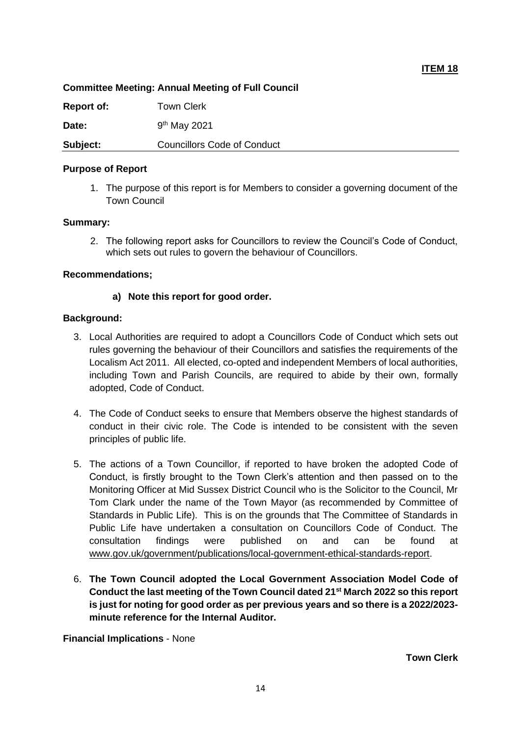**ITEM 18**

**Committee Meeting: Annual Meeting of Full Council**

| | |
|---|---|
| **Report of:** | Town Clerk |
| **Date:** | 9th May 2021 |
| **Subject:** | Councillors Code of Conduct |

**Purpose of Report**

1. The purpose of this report is for Members to consider a governing document of the Town Council

**Summary:**

2. The following report asks for Councillors to review the Council's Code of Conduct, which sets out rules to govern the behaviour of Councillors.

**Recommendations;**

**a) Note this report for good order.**

**Background:**

3. Local Authorities are required to adopt a Councillors Code of Conduct which sets out rules governing the behaviour of their Councillors and satisfies the requirements of the Localism Act 2011. All elected, co-opted and independent Members of local authorities, including Town and Parish Councils, are required to abide by their own, formally adopted, Code of Conduct.

4. The Code of Conduct seeks to ensure that Members observe the highest standards of conduct in their civic role. The Code is intended to be consistent with the seven principles of public life.

5. The actions of a Town Councillor, if reported to have broken the adopted Code of Conduct, is firstly brought to the Town Clerk's attention and then passed on to the Monitoring Officer at Mid Sussex District Council who is the Solicitor to the Council, Mr Tom Clark under the name of the Town Mayor (as recommended by Committee of Standards in Public Life). This is on the grounds that The Committee of Standards in Public Life have undertaken a consultation on Councillors Code of Conduct. The consultation findings were published on and can be found at www.gov.uk/government/publications/local-government-ethical-standards-report.

6. **The Town Council adopted the Local Government Association Model Code of Conduct the last meeting of the Town Council dated 21st March 2022 so this report is just for noting for good order as per previous years and so there is a 2022/2023-minute reference for the Internal Auditor.**

**Financial Implications** - None

**Town Clerk**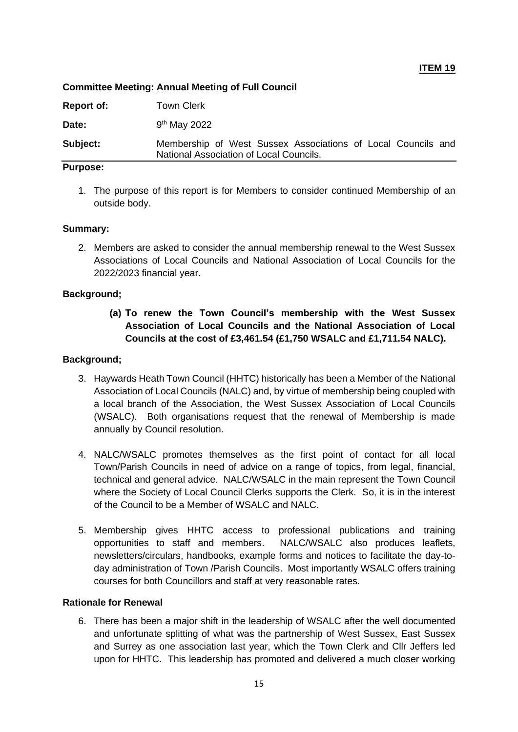**ITEM 19**

**Committee Meeting: Annual Meeting of Full Council**

**Report of:** Town Clerk

**Date:** 9th May 2022

**Subject:** Membership of West Sussex Associations of Local Councils and National Association of Local Councils.

**Purpose:**

1. The purpose of this report is for Members to consider continued Membership of an outside body.

**Summary:**

2. Members are asked to consider the annual membership renewal to the West Sussex Associations of Local Councils and National Association of Local Councils for the 2022/2023 financial year.

**Background;**

> **(a) To renew the Town Council's membership with the West Sussex Association of Local Councils and the National Association of Local Councils at the cost of £3,461.54 (£1,750 WSALC and £1,711.54 NALC).**

**Background;**

3. Haywards Heath Town Council (HHTC) historically has been a Member of the National Association of Local Councils (NALC) and, by virtue of membership being coupled with a local branch of the Association, the West Sussex Association of Local Councils (WSALC). Both organisations request that the renewal of Membership is made annually by Council resolution.

4. NALC/WSALC promotes themselves as the first point of contact for all local Town/Parish Councils in need of advice on a range of topics, from legal, financial, technical and general advice. NALC/WSALC in the main represent the Town Council where the Society of Local Council Clerks supports the Clerk. So, it is in the interest of the Council to be a Member of WSALC and NALC.

5. Membership gives HHTC access to professional publications and training opportunities to staff and members. NALC/WSALC also produces leaflets, newsletters/circulars, handbooks, example forms and notices to facilitate the day-to-day administration of Town /Parish Councils. Most importantly WSALC offers training courses for both Councillors and staff at very reasonable rates.

**Rationale for Renewal**

6. There has been a major shift in the leadership of WSALC after the well documented and unfortunate splitting of what was the partnership of West Sussex, East Sussex and Surrey as one association last year, which the Town Clerk and Cllr Jeffers led upon for HHTC. This leadership has promoted and delivered a much closer working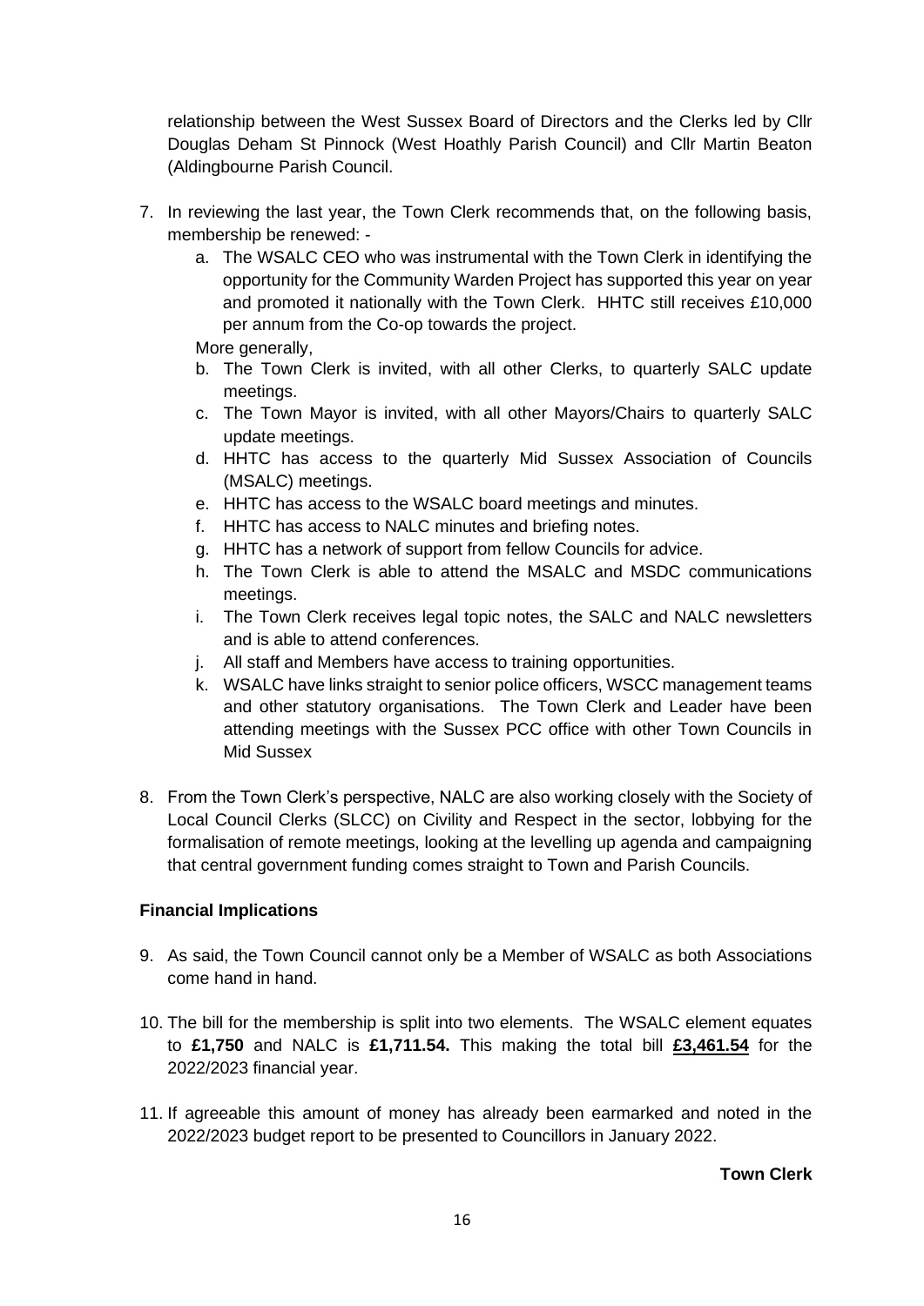relationship between the West Sussex Board of Directors and the Clerks led by Cllr Douglas Deham St Pinnock (West Hoathly Parish Council) and Cllr Martin Beaton (Aldingbourne Parish Council.

7. In reviewing the last year, the Town Clerk recommends that, on the following basis, membership be renewed: -
   a. The WSALC CEO who was instrumental with the Town Clerk in identifying the opportunity for the Community Warden Project has supported this year on year and promoted it nationally with the Town Clerk. HHTC still receives £10,000 per annum from the Co-op towards the project.

   More generally,

   b. The Town Clerk is invited, with all other Clerks, to quarterly SALC update meetings.
   c. The Town Mayor is invited, with all other Mayors/Chairs to quarterly SALC update meetings.
   d. HHTC has access to the quarterly Mid Sussex Association of Councils (MSALC) meetings.
   e. HHTC has access to the WSALC board meetings and minutes.
   f. HHTC has access to NALC minutes and briefing notes.
   g. HHTC has a network of support from fellow Councils for advice.
   h. The Town Clerk is able to attend the MSALC and MSDC communications meetings.
   i. The Town Clerk receives legal topic notes, the SALC and NALC newsletters and is able to attend conferences.
   j. All staff and Members have access to training opportunities.
   k. WSALC have links straight to senior police officers, WSCC management teams and other statutory organisations. The Town Clerk and Leader have been attending meetings with the Sussex PCC office with other Town Councils in Mid Sussex

8. From the Town Clerk's perspective, NALC are also working closely with the Society of Local Council Clerks (SLCC) on Civility and Respect in the sector, lobbying for the formalisation of remote meetings, looking at the levelling up agenda and campaigning that central government funding comes straight to Town and Parish Councils.

**Financial Implications**

9. As said, the Town Council cannot only be a Member of WSALC as both Associations come hand in hand.

10. The bill for the membership is split into two elements. The WSALC element equates to **£1,750** and NALC is **£1,711.54.** This making the total bill **£3,461.54** for the 2022/2023 financial year.

11. If agreeable this amount of money has already been earmarked and noted in the 2022/2023 budget report to be presented to Councillors in January 2022.

**Town Clerk**